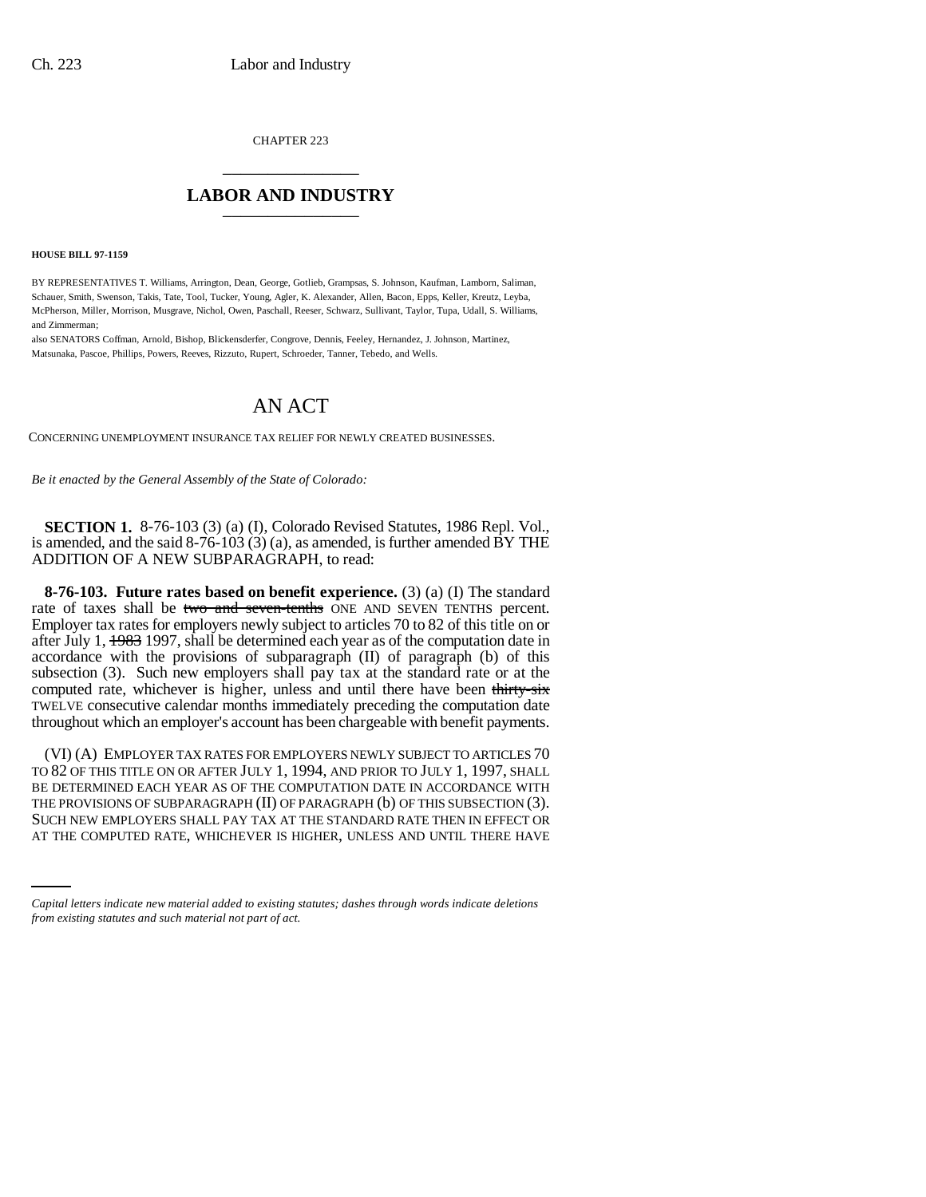CHAPTER 223

## LABOR AND INDUSTRY

**HOUSE BILL 97-1159**

BY REPRESENTATIVES T. Williams, Arrington, Dean, George, Gotlieb, Grampsas, S. Johnson, Kaufman, Lamborn, Saliman, Schauer, Smith, Swenson, Takis, Tate, Tool, Tucker, Young, Agler, K. Alexander, Allen, Bacon, Epps, Keller, Kreutz, Leyba, McPherson, Miller, Morrison, Musgrave, Nichol, Owen, Paschall, Reeser, Schwarz, Sullivant, Taylor, Tupa, Udall, S. Williams, and Zimmerman;

also SENATORS Coffman, Arnold, Bishop, Blickensderfer, Congrove, Dennis, Feeley, Hernandez, J. Johnson, Martinez, Matsunaka, Pascoe, Phillips, Powers, Reeves, Rizzuto, Rupert, Schroeder, Tanner, Tebedo, and Wells.

# AN ACT

CONCERNING UNEMPLOYMENT INSURANCE TAX RELIEF FOR NEWLY CREATED BUSINESSES.

*Be it enacted by the General Assembly of the State of Colorado:*

**SECTION 1.** 8-76-103 (3) (a) (I), Colorado Revised Statutes, 1986 Repl. Vol., is amended, and the said 8-76-103 (3) (a), as amended, is further amended BY THE ADDITION OF A NEW SUBPARAGRAPH, to read:

**8-76-103. Future rates based on benefit experience.** (3) (a) (I) The standard rate of taxes shall be ~~two and seven-tenths~~ ONE AND SEVEN TENTHS percent. Employer tax rates for employers newly subject to articles 70 to 82 of this title on or after July 1, ~~1983~~ 1997, shall be determined each year as of the computation date in accordance with the provisions of subparagraph (II) of paragraph (b) of this subsection (3). Such new employers shall pay tax at the standard rate or at the computed rate, whichever is higher, unless and until there have been ~~thirty-six~~ TWELVE consecutive calendar months immediately preceding the computation date throughout which an employer's account has been chargeable with benefit payments.

(VI) (A) EMPLOYER TAX RATES FOR EMPLOYERS NEWLY SUBJECT TO ARTICLES 70 TO 82 OF THIS TITLE ON OR AFTER JULY 1, 1994, AND PRIOR TO JULY 1, 1997, SHALL BE DETERMINED EACH YEAR AS OF THE COMPUTATION DATE IN ACCORDANCE WITH THE PROVISIONS OF SUBPARAGRAPH (II) OF PARAGRAPH (b) OF THIS SUBSECTION (3). SUCH NEW EMPLOYERS SHALL PAY TAX AT THE STANDARD RATE THEN IN EFFECT OR AT THE COMPUTED RATE, WHICHEVER IS HIGHER, UNLESS AND UNTIL THERE HAVE

*Capital letters indicate new material added to existing statutes; dashes through words indicate deletions from existing statutes and such material not part of act.*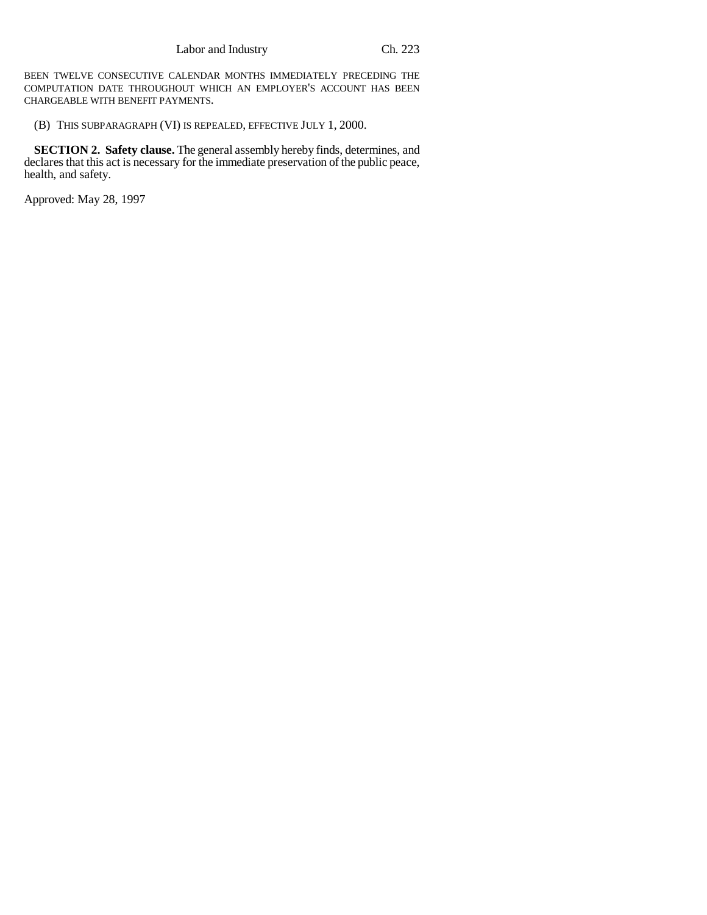BEEN TWELVE CONSECUTIVE CALENDAR MONTHS IMMEDIATELY PRECEDING THE COMPUTATION DATE THROUGHOUT WHICH AN EMPLOYER'S ACCOUNT HAS BEEN CHARGEABLE WITH BENEFIT PAYMENTS.

(B) THIS SUBPARAGRAPH (VI) IS REPEALED, EFFECTIVE JULY 1, 2000.

**SECTION 2. Safety clause.** The general assembly hereby finds, determines, and declares that this act is necessary for the immediate preservation of the public peace, health, and safety.

Approved: May 28, 1997